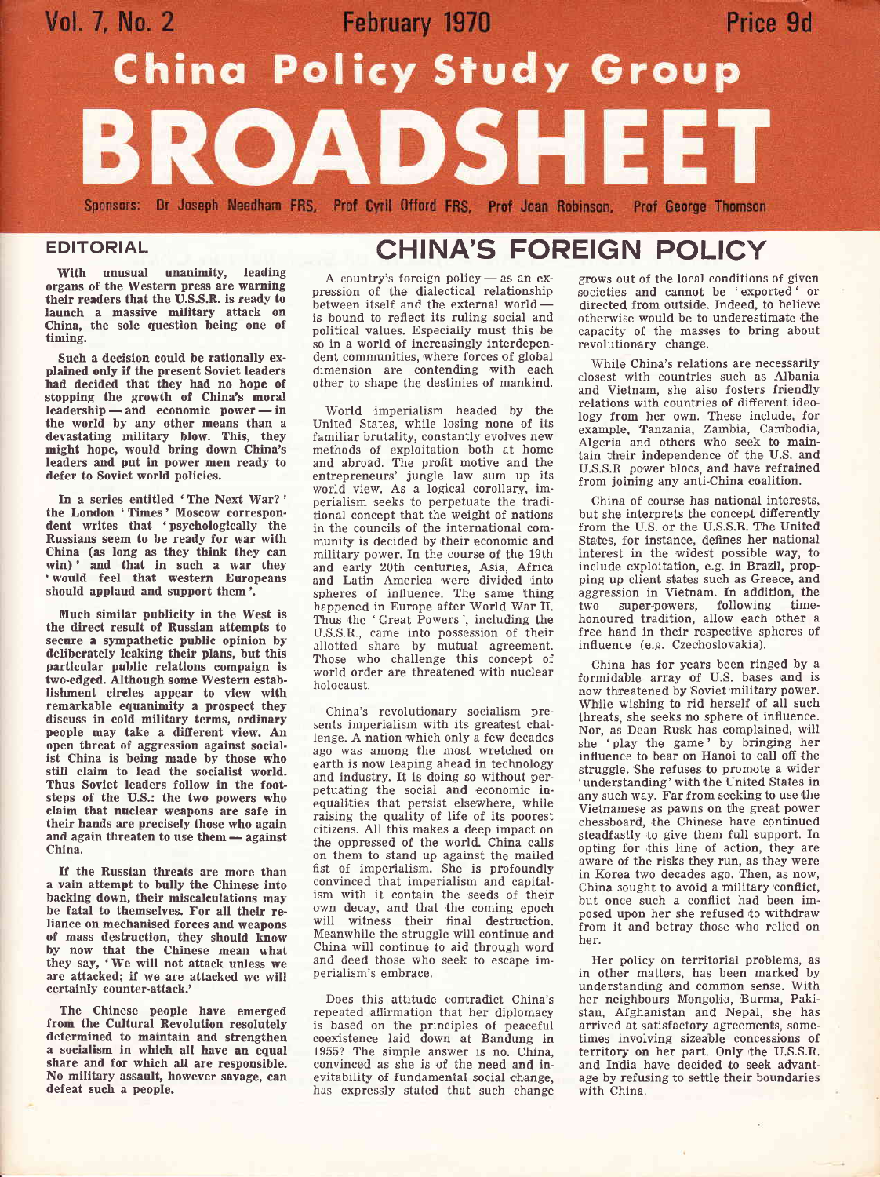# China Policy Study Group

# BROADSHEET

Vol. 7, No. 2 — February 1970 — Price 9d

Sponsors: Dr Joseph Needham FRS, Prof Cyril Offord FRS, Prof Joan Robinson, Prof George Thomson

## EDITORIAL

**With unusual unanimity, leading organs of the Western press are warning their readers that the U.S.S.R. is ready to launch a massive military attack on China, the sole question being one of timing.**

**Such a decision could be rationally explained only if the present Soviet leaders had decided that they had no hope of stopping the growth of China's moral leadership — and economic power — in the world by any other means than a devastating military blow. This, they might hope, would bring down China's leaders and put in power men ready to defer to Soviet world policies.**

**In a series entitled 'The Next War?' the London 'Times' Moscow correspondent writes that 'psychologically the Russians seem to be ready for war with China (as long as they think they can win)' and that in such a war they 'would feel that western Europeans should applaud and support them'.**

**Much similar publicity in the West is the direct result of Russian attempts to secure a sympathetic public opinion by deliberately leaking their plans, but this particular public relations compaign is two-edged. Although some Western establishment circles appear to view with remarkable equanimity a prospect they discuss in cold military terms, ordinary people may take a different view. An open threat of aggression against socialist China is being made by those who still claim to lead the socialist world. Thus Soviet leaders follow in the footsteps of the U.S.: the two powers who claim that nuclear weapons are safe in their hands are precisely those who again and again threaten to use them — against China.**

**If the Russian threats are more than a vain attempt to bully the Chinese into backing down, their miscalculations may be fatal to themselves. For all their reliance on mechanised forces and weapons of mass destruction, they should know by now that the Chinese mean what they say, 'We will not attack unless we are attacked; if we are attacked we will certainly counter-attack.'**

**The Chinese people have emerged from the Cultural Revolution resolutely determined to maintain and strengthen a socialism in which all have an equal share and for which all are responsible. No military assault, however savage, can defeat such a people.**

## CHINA'S FOREIGN POLICY

A country's foreign policy — as an expression of the dialectical relationship between itself and the external world — is bound to reflect its ruling social and political values. Especially must this be so in a world of increasingly interdependent communities, where forces of global dimension are contending with each other to shape the destinies of mankind.

World imperialism headed by the United States, while losing none of its familiar brutality, constantly evolves new methods of exploitation both at home and abroad. The profit motive and the entrepreneurs' jungle law sum up its world view. As a logical corollary, imperialism seeks to perpetuate the traditional concept that the weight of nations in the councils of the international community is decided by their economic and military power. In the course of the 19th and early 20th centuries, Asia, Africa and Latin America were divided into spheres of influence. The same thing happened in Europe after World War II. Thus the 'Great Powers', including the U.S.S.R., came into possession of their allotted share by mutual agreement. Those who challenge this concept of world order are threatened with nuclear holocaust.

China's revolutionary socialism presents imperialism with its greatest challenge. A nation which only a few decades ago was among the most wretched on earth is now leaping ahead in technology and industry. It is doing so without perpetuating the social and economic inequalities that persist elsewhere, while raising the quality of life of its poorest citizens. All this makes a deep impact on the oppressed of the world. China calls on them to stand up against the mailed fist of imperialism. She is profoundly convinced that imperialism and capitalism with it contain the seeds of their own decay, and that the coming epoch will witness their final destruction. Meanwhile the struggle will continue and China will continue to aid through word and deed those who seek to escape imperialism's embrace.

Does this attitude contradict China's repeated affirmation that her diplomacy is based on the principles of peaceful coexistence laid down at Bandung in 1955? The simple answer is no. China, convinced as she is of the need and inevitability of fundamental social change, has expressly stated that such change grows out of the local conditions of given societies and cannot be 'exported' or directed from outside. Indeed, to believe otherwise would be to underestimate the capacity of the masses to bring about revolutionary change.

While China's relations are necessarily closest with countries such as Albania and Vietnam, she also fosters friendly relations with countries of different ideology from her own. These include, for example, Tanzania, Zambia, Cambodia, Algeria and others who seek to maintain their independence of the U.S. and U.S.S.R power blocs, and have refrained from joining any anti-China coalition.

China of course has national interests, but she interprets the concept differently from the U.S. or the U.S.S.R. The United States, for instance, defines her national interest in the widest possible way, to include exploitation, e.g. in Brazil, propping up client states such as Greece, and aggression in Vietnam. In addition, the two super-powers, following time-honoured tradition, allow each other a free hand in their respective spheres of influence (e.g. Czechoslovakia).

China has for years been ringed by a formidable array of U.S. bases and is now threatened by Soviet military power. While wishing to rid herself of all such threats, she seeks no sphere of influence. Nor, as Dean Rusk has complained, will she 'play the game' by bringing her influence to bear on Hanoi to call off the struggle. She refuses to promote a wider 'understanding' with the United States in any such way. Far from seeking to use the Vietnamese as pawns on the great power chessboard, the Chinese have continued steadfastly to give them full support. In opting for this line of action, they are aware of the risks they run, as they were in Korea two decades ago. Then, as now, China sought to avoid a military conflict, but once such a conflict had been imposed upon her she refused to withdraw from it and betray those who relied on her.

Her policy on territorial problems, as in other matters, has been marked by understanding and common sense. With her neighbours Mongolia, Burma, Pakistan, Afghanistan and Nepal, she has arrived at satisfactory agreements, sometimes involving sizeable concessions of territory on her part. Only the U.S.S.R. and India have decided to seek advantage by refusing to settle their boundaries with China.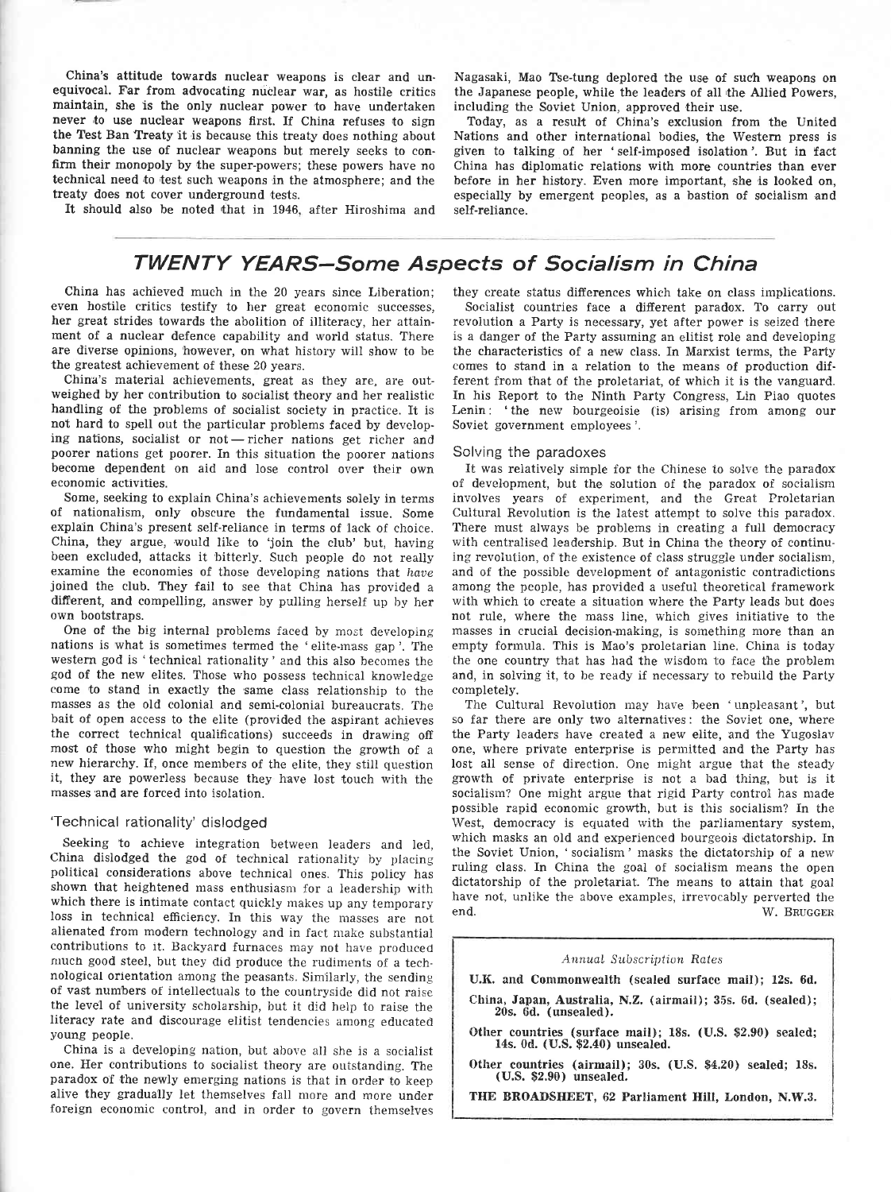China's attitude towards nuclear weapons is clear and unequivocal. Far from advocating nuclear war, as hostile critics maintain, she is the only nuclear power to have undertaken never to use nuclear weapons first. If China refuses to sign the Test Ban Treaty it is because this treaty does nothing about banning the use of nuclear weapons but merely seeks to confirm their monopoly by the super-powers; these powers have no technical need to test such weapons in the atmosphere; and the treaty does not cover underground tests.

It should also be noted that in 1946, after Hiroshima and Nagasaki, Mao Tse-tung deplored the use of such weapons on the Japanese people, while the leaders of all the Allied Powers, including the Soviet Union, approved their use.

Today, as a result of China's exclusion from the United Nations and other international bodies, the Western press is given to talking of her 'self-imposed isolation'. But in fact China has diplomatic relations with more countries than ever before in her history. Even more important, she is looked on, especially by emergent peoples, as a bastion of socialism and self-reliance.

# TWENTY YEARS—Some Aspects of Socialism in China

China has achieved much in the 20 years since Liberation; even hostile critics testify to her great economic successes, her great strides towards the abolition of illiteracy, her attainment of a nuclear defence capability and world status. There are diverse opinions, however, on what history will show to be the greatest achievement of these 20 years.

China's material achievements, great as they are, are outweighed by her contribution to socialist theory and her realistic handling of the problems of socialist society in practice. It is not hard to spell out the particular problems faced by developing nations, socialist or not — richer nations get richer and poorer nations get poorer. In this situation the poorer nations become dependent on aid and lose control over their own economic activities.

Some, seeking to explain China's achievements solely in terms of nationalism, only obscure the fundamental issue. Some explain China's present self-reliance in terms of lack of choice. China, they argue, would like to 'join the club' but, having been excluded, attacks it bitterly. Such people do not really examine the economies of those developing nations that *have* joined the club. They fail to see that China has provided a different, and compelling, answer by pulling herself up by her own bootstraps.

One of the big internal problems faced by most developing nations is what is sometimes termed the 'elite-mass gap'. The western god is 'technical rationality' and this also becomes the god of the new elites. Those who possess technical knowledge come to stand in exactly the same class relationship to the masses as the old colonial and semi-colonial bureaucrats. The bait of open access to the elite (provided the aspirant achieves the correct technical qualifications) succeeds in drawing off most of those who might begin to question the growth of a new hierarchy. If, once members of the elite, they still question it, they are powerless because they have lost touch with the masses and are forced into isolation.

## 'Technical rationality' dislodged

Seeking to achieve integration between leaders and led, China dislodged the god of technical rationality by placing political considerations above technical ones. This policy has shown that heightened mass enthusiasm for a leadership with which there is intimate contact quickly makes up any temporary loss in technical efficiency. In this way the masses are not alienated from modern technology and in fact make substantial contributions to it. Backyard furnaces may not have produced much good steel, but they did produce the rudiments of a technological orientation among the peasants. Similarly, the sending of vast numbers of intellectuals to the countryside did not raise the level of university scholarship, but it did help to raise the literacy rate and discourage elitist tendencies among educated young people.

China is a developing nation, but above all she is a socialist one. Her contributions to socialist theory are outstanding. The paradox of the newly emerging nations is that in order to keep alive they gradually let themselves fall more and more under foreign economic control, and in order to govern themselves they create status differences which take on class implications.

Socialist countries face a different paradox. To carry out revolution a Party is necessary, yet after power is seized there is a danger of the Party assuming an elitist role and developing the characteristics of a new class. In Marxist terms, the Party comes to stand in a relation to the means of production different from that of the proletariat, of which it is the vanguard. In his Report to the Ninth Party Congress, Lin Piao quotes Lenin: 'the new bourgeoisie (is) arising from among our Soviet government employees'.

## Solving the paradoxes

It was relatively simple for the Chinese to solve the paradox of development, but the solution of the paradox of socialism involves years of experiment, and the Great Proletarian Cultural Revolution is the latest attempt to solve this paradox. There must always be problems in creating a full democracy with centralised leadership. But in China the theory of continuing revolution, of the existence of class struggle under socialism, and of the possible development of antagonistic contradictions among the people, has provided a useful theoretical framework with which to create a situation where the Party leads but does not rule, where the mass line, which gives initiative to the masses in crucial decision-making, is something more than an empty formula. This is Mao's proletarian line. China is today the one country that has had the wisdom to face the problem and, in solving it, to be ready if necessary to rebuild the Party completely.

The Cultural Revolution may have been 'unpleasant', but so far there are only two alternatives: the Soviet one, where the Party leaders have created a new elite, and the Yugoslav one, where private enterprise is permitted and the Party has lost all sense of direction. One might argue that the steady growth of private enterprise is not a bad thing, but is it socialism? One might argue that rigid Party control has made possible rapid economic growth, but is this socialism? In the West, democracy is equated with the parliamentary system, which masks an old and experienced bourgeois dictatorship. In the Soviet Union, 'socialism' masks the dictatorship of a new ruling class. In China the goal of socialism means the open dictatorship of the proletariat. The means to attain that goal have not, unlike the above examples, irrevocably perverted the end.

W. BRUGGER

---

*Annual Subscription Rates*

**U.K. and Commonwealth (sealed surface mail); 12s. 6d.**

**China, Japan, Australia, N.Z. (airmail); 35s. 6d. (sealed); 20s. 6d. (unsealed).**

**Other countries (surface mail); 18s. (U.S. $2.90) sealed; 14s. 0d. (U.S. $2.40) unsealed.**

**Other countries (airmail); 30s. (U.S. $4.20) sealed; 18s. (U.S. $2.90) unsealed.**

**THE BROADSHEET, 62 Parliament Hill, London, N.W.3.**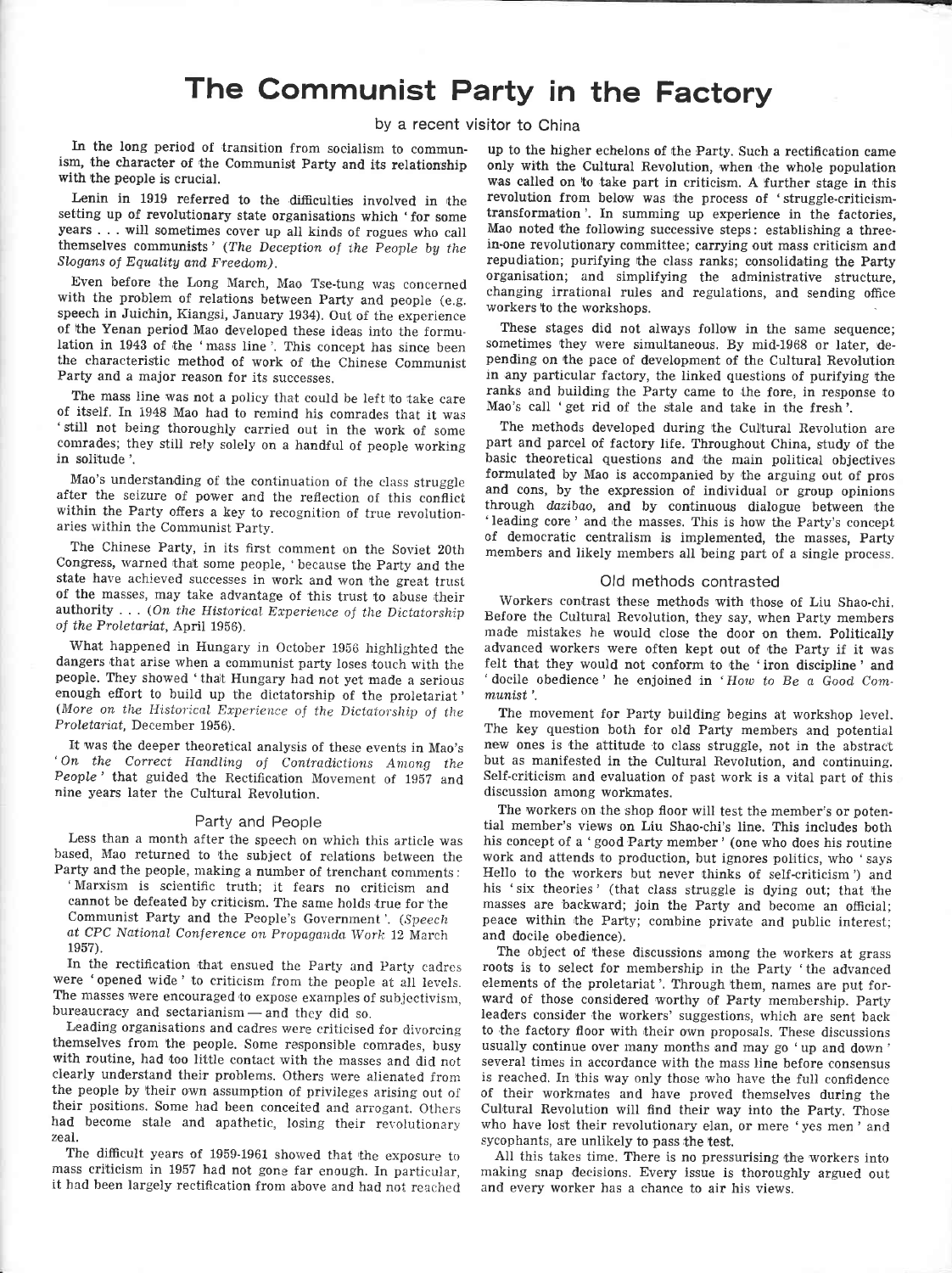# The Communist Party in the Factory

by a recent visitor to China

In the long period of transition from socialism to communism, the character of the Communist Party and its relationship with the people is crucial.

Lenin in 1919 referred to the difficulties involved in the setting up of revolutionary state organisations which 'for some years . . . will sometimes cover up all kinds of rogues who call themselves communists' (*The Deception of the People by the Slogans of Equality and Freedom*).

Even before the Long March, Mao Tse-tung was concerned with the problem of relations between Party and people (e.g. speech in Juichin, Kiangsi, January 1934). Out of the experience of the Yenan period Mao developed these ideas into the formulation in 1943 of the 'mass line'. This concept has since been the characteristic method of work of the Chinese Communist Party and a major reason for its successes.

The mass line was not a policy that could be left to take care of itself. In 1948 Mao had to remind his comrades that it was 'still not being thoroughly carried out in the work of some comrades; they still rely solely on a handful of people working in solitude'.

Mao's understanding of the continuation of the class struggle after the seizure of power and the reflection of this conflict within the Party offers a key to recognition of true revolutionaries within the Communist Party.

The Chinese Party, in its first comment on the Soviet 20th Congress, warned that some people, 'because the Party and the state have achieved successes in work and won the great trust of the masses, may take advantage of this trust to abuse their authority . . . (*On the Historical Experience of the Dictatorship of the Proletariat*, April 1956).

What happened in Hungary in October 1956 highlighted the dangers that arise when a communist party loses touch with the people. They showed 'that Hungary had not yet made a serious enough effort to build up the dictatorship of the proletariat' (*More on the Historical Experience of the Dictatorship of the Proletariat*, December 1956).

It was the deeper theoretical analysis of these events in Mao's '*On the Correct Handling of Contradictions Among the People*' that guided the Rectification Movement of 1957 and nine years later the Cultural Revolution.

## Party and People

Less than a month after the speech on which this article was based, Mao returned to the subject of relations between the Party and the people, making a number of trenchant comments:

'Marxism is scientific truth; it fears no criticism and cannot be defeated by criticism. The same holds true for the Communist Party and the People's Government'. (*Speech at CPC National Conference on Propaganda Work* 12 March 1957).

In the rectification that ensued the Party and Party cadres were 'opened wide' to criticism from the people at all levels. The masses were encouraged to expose examples of subjectivism, bureaucracy and sectarianism — and they did so.

Leading organisations and cadres were criticised for divorcing themselves from the people. Some responsible comrades, busy with routine, had too little contact with the masses and did not clearly understand their problems. Others were alienated from the people by their own assumption of privileges arising out of their positions. Some had been conceited and arrogant. Others had become stale and apathetic, losing their revolutionary zeal.

The difficult years of 1959-1961 showed that the exposure to mass criticism in 1957 had not gone far enough. In particular, it had been largely rectification from above and had not reached up to the higher echelons of the Party. Such a rectification came only with the Cultural Revolution, when the whole population was called on to take part in criticism. A further stage in this revolution from below was the process of 'struggle-criticism-transformation'. In summing up experience in the factories, Mao noted the following successive steps: establishing a three-in-one revolutionary committee; carrying out mass criticism and repudiation; purifying the class ranks; consolidating the Party organisation; and simplifying the administrative structure, changing irrational rules and regulations, and sending office workers to the workshops.

These stages did not always follow in the same sequence; sometimes they were simultaneous. By mid-1968 or later, depending on the pace of development of the Cultural Revolution in any particular factory, the linked questions of purifying the ranks and building the Party came to the fore, in response to Mao's call 'get rid of the stale and take in the fresh'.

The methods developed during the Cultural Revolution are part and parcel of factory life. Throughout China, study of the basic theoretical questions and the main political objectives formulated by Mao is accompanied by the arguing out of pros and cons, by the expression of individual or group opinions through *dazibao*, and by continuous dialogue between the 'leading core' and the masses. This is how the Party's concept of democratic centralism is implemented, the masses, Party members and likely members all being part of a single process.

## Old methods contrasted

Workers contrast these methods with those of Liu Shao-chi. Before the Cultural Revolution, they say, when Party members made mistakes he would close the door on them. Politically advanced workers were often kept out of the Party if it was felt that they would not conform to the 'iron discipline' and 'docile obedience' he enjoined in '*How to Be a Good Communist*'.

The movement for Party building begins at workshop level. The key question both for old Party members and potential new ones is the attitude to class struggle, not in the abstract but as manifested in the Cultural Revolution, and continuing. Self-criticism and evaluation of past work is a vital part of this discussion among workmates.

The workers on the shop floor will test the member's or potential member's views on Liu Shao-chi's line. This includes both his concept of a 'good Party member' (one who does his routine work and attends to production, but ignores politics, who 'says Hello to the workers but never thinks of self-criticism') and his 'six theories' (that class struggle is dying out; that the masses are backward; join the Party and become an official; peace within the Party; combine private and public interest; and docile obedience).

The object of these discussions among the workers at grass roots is to select for membership in the Party 'the advanced elements of the proletariat'. Through them, names are put forward of those considered worthy of Party membership. Party leaders consider the workers' suggestions, which are sent back to the factory floor with their own proposals. These discussions usually continue over many months and may go 'up and down' several times in accordance with the mass line before consensus is reached. In this way only those who have the full confidence of their workmates and have proved themselves during the Cultural Revolution will find their way into the Party. Those who have lost their revolutionary elan, or mere 'yes men' and sycophants, are unlikely to pass the test.

All this takes time. There is no pressurising the workers into making snap decisions. Every issue is thoroughly argued out and every worker has a chance to air his views.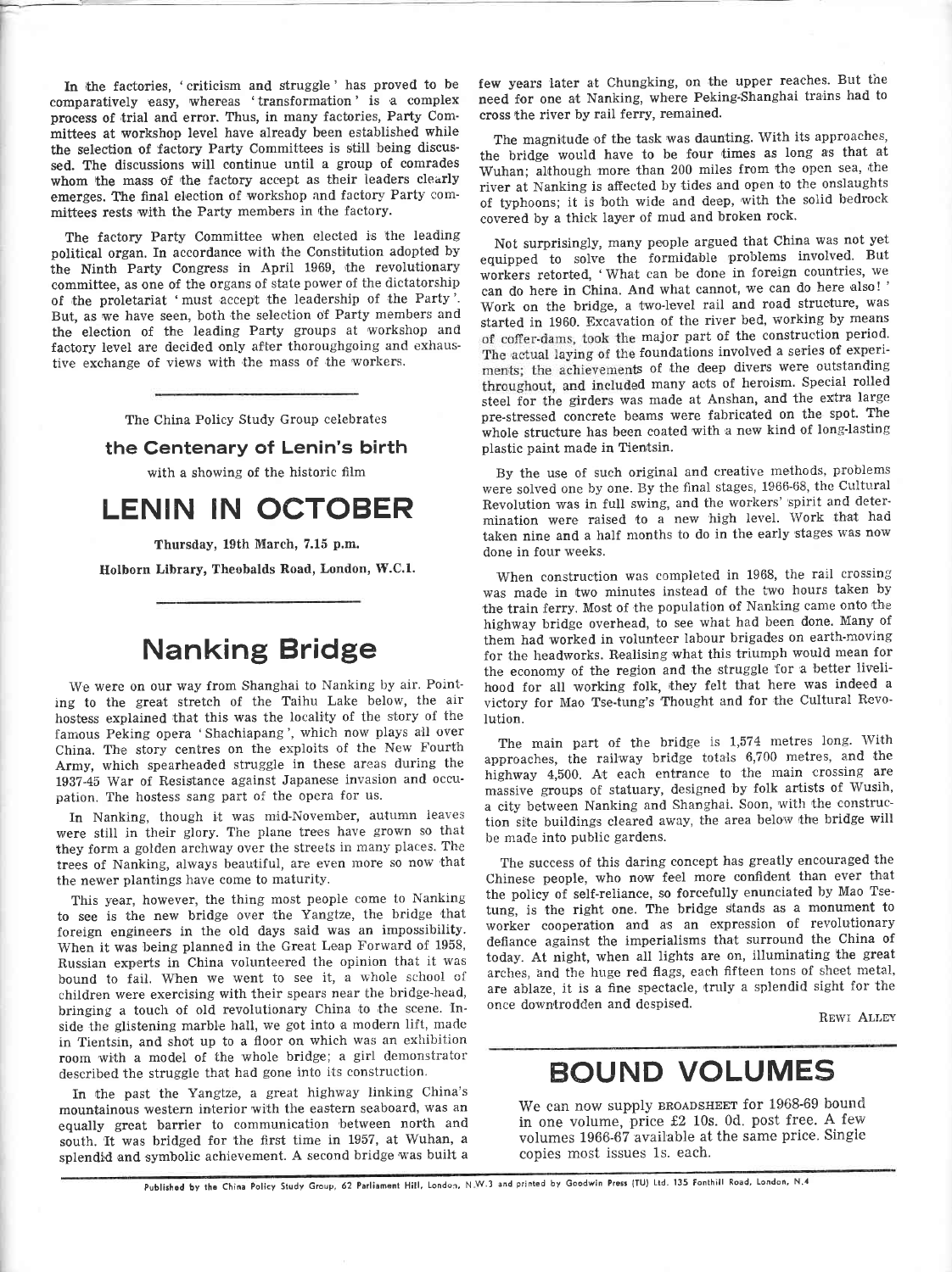In the factories, 'criticism and struggle' has proved to be comparatively easy, whereas 'transformation' is a complex process of trial and error. Thus, in many factories, Party Committees at workshop level have already been established while the selection of factory Party Committees is still being discussed. The discussions will continue until a group of comrades whom the mass of the factory accept as their leaders clearly emerges. The final election of workshop and factory Party committees rests with the Party members in the factory.

The factory Party Committee when elected is the leading political organ. In accordance with the Constitution adopted by the Ninth Party Congress in April 1969, the revolutionary committee, as one of the organs of state power of the dictatorship of the proletariat 'must accept the leadership of the Party'. But, as we have seen, both the selection of Party members and the election of the leading Party groups at workshop and factory level are decided only after thoroughgoing and exhaustive exchange of views with the mass of the workers.

---

The China Policy Study Group celebrates

**the Centenary of Lenin's birth**

with a showing of the historic film

## LENIN IN OCTOBER

**Thursday, 19th March, 7.15 p.m.**

**Holborn Library, Theobalds Road, London, W.C.1.**

---

## Nanking Bridge

We were on our way from Shanghai to Nanking by air. Pointing to the great stretch of the Taihu Lake below, the air hostess explained that this was the locality of the story of the famous Peking opera 'Shachiapang', which now plays all over China. The story centres on the exploits of the New Fourth Army, which spearheaded struggle in these areas during the 1937-45 War of Resistance against Japanese invasion and occupation. The hostess sang part of the opera for us.

In Nanking, though it was mid-November, autumn leaves were still in their glory. The plane trees have grown so that they form a golden archway over the streets in many places. The trees of Nanking, always beautiful, are even more so now that the newer plantings have come to maturity.

This year, however, the thing most people come to Nanking to see is the new bridge over the Yangtze, the bridge that foreign engineers in the old days said was an impossibility. When it was being planned in the Great Leap Forward of 1958, Russian experts in China volunteered the opinion that it was bound to fail. When we went to see it, a whole school of children were exercising with their spears near the bridge-head, bringing a touch of old revolutionary China to the scene. Inside the glistening marble hall, we got into a modern lift, made in Tientsin, and shot up to a floor on which was an exhibition room with a model of the whole bridge; a girl demonstrator described the struggle that had gone into its construction.

In the past the Yangtze, a great highway linking China's mountainous western interior with the eastern seaboard, was an equally great barrier to communication between north and south. It was bridged for the first time in 1957, at Wuhan, a splendid and symbolic achievement. A second bridge was built a few years later at Chungking, on the upper reaches. But the need for one at Nanking, where Peking-Shanghai trains had to cross the river by rail ferry, remained.

The magnitude of the task was daunting. With its approaches, the bridge would have to be four times as long as that at Wuhan; although more than 200 miles from the open sea, the river at Nanking is affected by tides and open to the onslaughts of typhoons; it is both wide and deep, with the solid bedrock covered by a thick layer of mud and broken rock.

Not surprisingly, many people argued that China was not yet equipped to solve the formidable problems involved. But workers retorted, 'What can be done in foreign countries, we can do here in China. And what cannot, we can do here also!' Work on the bridge, a two-level rail and road structure, was started in 1960. Excavation of the river bed, working by means of coffer-dams, took the major part of the construction period. The actual laying of the foundations involved a series of experiments; the achievements of the deep divers were outstanding throughout, and included many acts of heroism. Special rolled steel for the girders was made at Anshan, and the extra large pre-stressed concrete beams were fabricated on the spot. The whole structure has been coated with a new kind of long-lasting plastic paint made in Tientsin.

By the use of such original and creative methods, problems were solved one by one. By the final stages, 1966-68, the Cultural Revolution was in full swing, and the workers' spirit and determination were raised to a new high level. Work that had taken nine and a half months to do in the early stages was now done in four weeks.

When construction was completed in 1968, the rail crossing was made in two minutes instead of the two hours taken by the train ferry. Most of the population of Nanking came onto the highway bridge overhead, to see what had been done. Many of them had worked in volunteer labour brigades on earth-moving for the headworks. Realising what this triumph would mean for the economy of the region and the struggle for a better livelihood for all working folk, they felt that here was indeed a victory for Mao Tse-tung's Thought and for the Cultural Revolution.

The main part of the bridge is 1,574 metres long. With approaches, the railway bridge totals 6,700 metres, and the highway 4,500. At each entrance to the main crossing are massive groups of statuary, designed by folk artists of Wusih, a city between Nanking and Shanghai. Soon, with the construction site buildings cleared away, the area below the bridge will be made into public gardens.

The success of this daring concept has greatly encouraged the Chinese people, who now feel more confident than ever that the policy of self-reliance, so forcefully enunciated by Mao Tse-tung, is the right one. The bridge stands as a monument to worker cooperation and as an expression of revolutionary defiance against the imperialisms that surround the China of today. At night, when all lights are on, illuminating the great arches, and the huge red flags, each fifteen tons of sheet metal, are ablaze, it is a fine spectacle, truly a splendid sight for the once downtrodden and despised.

REWI ALLEY

---

## BOUND VOLUMES

We can now supply BROADSHEET for 1968-69 bound in one volume, price £2 10s. 0d. post free. A few volumes 1966-67 available at the same price. Single copies most issues 1s. each.

---

Published by the China Policy Study Group, 62 Parliament Hill, London, N.W.3 and printed by Goodwin Press (TU) Ltd. 135 Fonthill Road, London, N.4